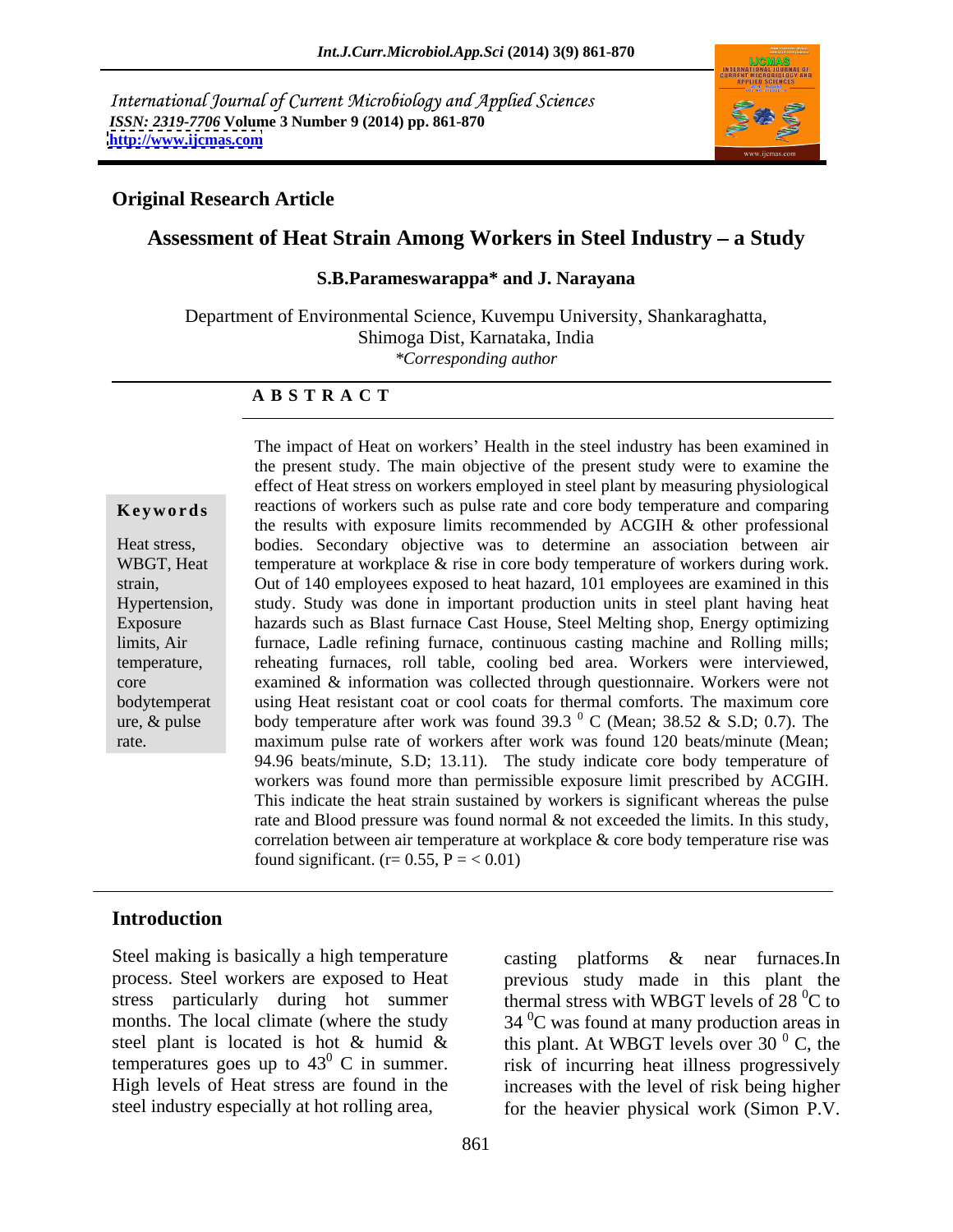International Journal of Current Microbiology and Applied Sciences
*ISSN: 2319-7706* **Volume 3 Number 9 (2014) pp. 861-870**
**http://www.ijcmas.com**

**Original Research Article**

# Assessment of Heat Strain Among Workers in Steel Industry – a Study

**S.B.Parameswarappa\* and J. Narayana**

Department of Environmental Science, Kuvempu University, Shankaraghatta, Shimoga Dist, Karnataka, India
*\*Corresponding author*

## A B S T R A C T

**Keywords**

Heat stress, WBGT, Heat strain, Hypertension, Exposure limits, Air temperature, core bodytemperature, & pulse rate.

The impact of Heat on workers' Health in the steel industry has been examined in the present study. The main objective of the present study were to examine the effect of Heat stress on workers employed in steel plant by measuring physiological reactions of workers such as pulse rate and core body temperature and comparing the results with exposure limits recommended by ACGIH & other professional bodies. Secondary objective was to determine an association between air temperature at workplace & rise in core body temperature of workers during work. Out of 140 employees exposed to heat hazard, 101 employees are examined in this study. Study was done in important production units in steel plant having heat hazards such as Blast furnace Cast House, Steel Melting shop, Energy optimizing furnace, Ladle refining furnace, continuous casting machine and Rolling mills; reheating furnaces, roll table, cooling bed area. Workers were interviewed, examined & information was collected through questionnaire. Workers were not using Heat resistant coat or cool coats for thermal comforts. The maximum core body temperature after work was found 39.3 $^{0}$ C (Mean; 38.52 & S.D; 0.7). The maximum pulse rate of workers after work was found 120 beats/minute (Mean; 94.96 beats/minute, S.D; 13.11). The study indicate core body temperature of workers was found more than permissible exposure limit prescribed by ACGIH. This indicate the heat strain sustained by workers is significant whereas the pulse rate and Blood pressure was found normal & not exceeded the limits. In this study, correlation between air temperature at workplace & core body temperature rise was found significant. ($r= 0.55$, $P = < 0.01$)

## Introduction

Steel making is basically a high temperature process. Steel workers are exposed to Heat stress particularly during hot summer months. The local climate (where the study steel plant is located is hot & humid & temperatures goes up to 43$^{0}$ C in summer. High levels of Heat stress are found in the steel industry especially at hot rolling area, casting platforms & near furnaces.In previous study made in this plant the thermal stress with WBGT levels of 28 $^{0}$C to 34 $^{0}$C was found at many production areas in this plant. At WBGT levels over 30 $^{0}$ C, the risk of incurring heat illness progressively increases with the level of risk being higher for the heavier physical work (Simon P.V.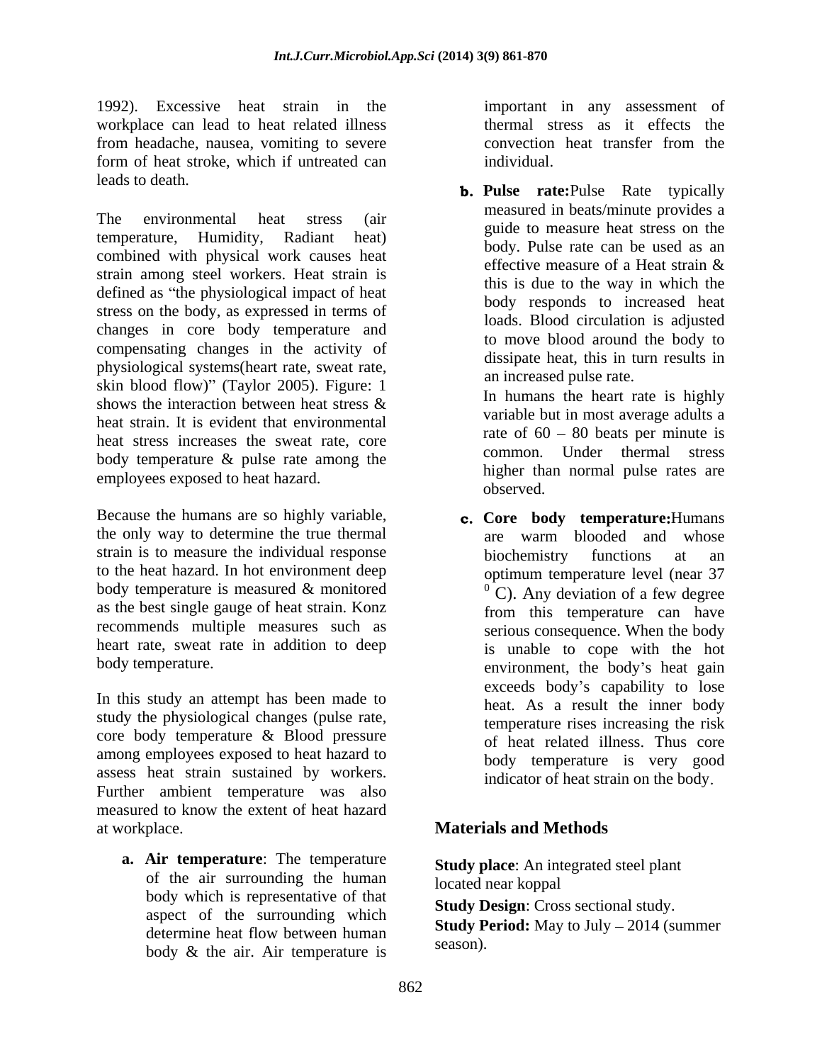1992). Excessive heat strain in the workplace can lead to heat related illness from headache, nausea, vomiting to severe form of heat stroke, which if untreated can leads to death.

The environmental heat stress (air temperature, Humidity, Radiant heat) combined with physical work causes heat strain among steel workers. Heat strain is defined as "the physiological impact of heat stress on the body, as expressed in terms of changes in core body temperature and compensating changes in the activity of physiological systems(heart rate, sweat rate, skin blood flow)" (Taylor 2005). Figure: 1 shows the interaction between heat stress & heat strain. It is evident that environmental heat stress increases the sweat rate, core body temperature & pulse rate among the employees exposed to heat hazard.

Because the humans are so highly variable, the only way to determine the true thermal strain is to measure the individual response to the heat hazard. In hot environment deep body temperature is measured & monitored as the best single gauge of heat strain. Konz recommends multiple measures such as heart rate, sweat rate in addition to deep body temperature.

In this study an attempt has been made to study the physiological changes (pulse rate, core body temperature & Blood pressure among employees exposed to heat hazard to assess heat strain sustained by workers. Further ambient temperature was also measured to know the extent of heat hazard at workplace.

a. **Air temperature**: The temperature of the air surrounding the human body which is representative of that aspect of the surrounding which determine heat flow between human body & the air. Air temperature is important in any assessment of thermal stress as it effects the convection heat transfer from the individual.

b. **Pulse rate:**Pulse Rate typically measured in beats/minute provides a guide to measure heat stress on the body. Pulse rate can be used as an effective measure of a Heat strain & this is due to the way in which the body responds to increased heat loads. Blood circulation is adjusted to move blood around the body to dissipate heat, this in turn results in an increased pulse rate.

   In humans the heart rate is highly variable but in most average adults a rate of 60 – 80 beats per minute is common. Under thermal stress higher than normal pulse rates are observed.

c. **Core body temperature:**Humans are warm blooded and whose biochemistry functions at an optimum temperature level (near 37 $^{0}$ C). Any deviation of a few degree from this temperature can have serious consequence. When the body is unable to cope with the hot environment, the body's heat gain exceeds body's capability to lose heat. As a result the inner body temperature rises increasing the risk of heat related illness. Thus core body temperature is very good indicator of heat strain on the body.

## Materials and Methods

**Study place**: An integrated steel plant located near koppal

**Study Design**: Cross sectional study.

**Study Period:** May to July – 2014 (summer season).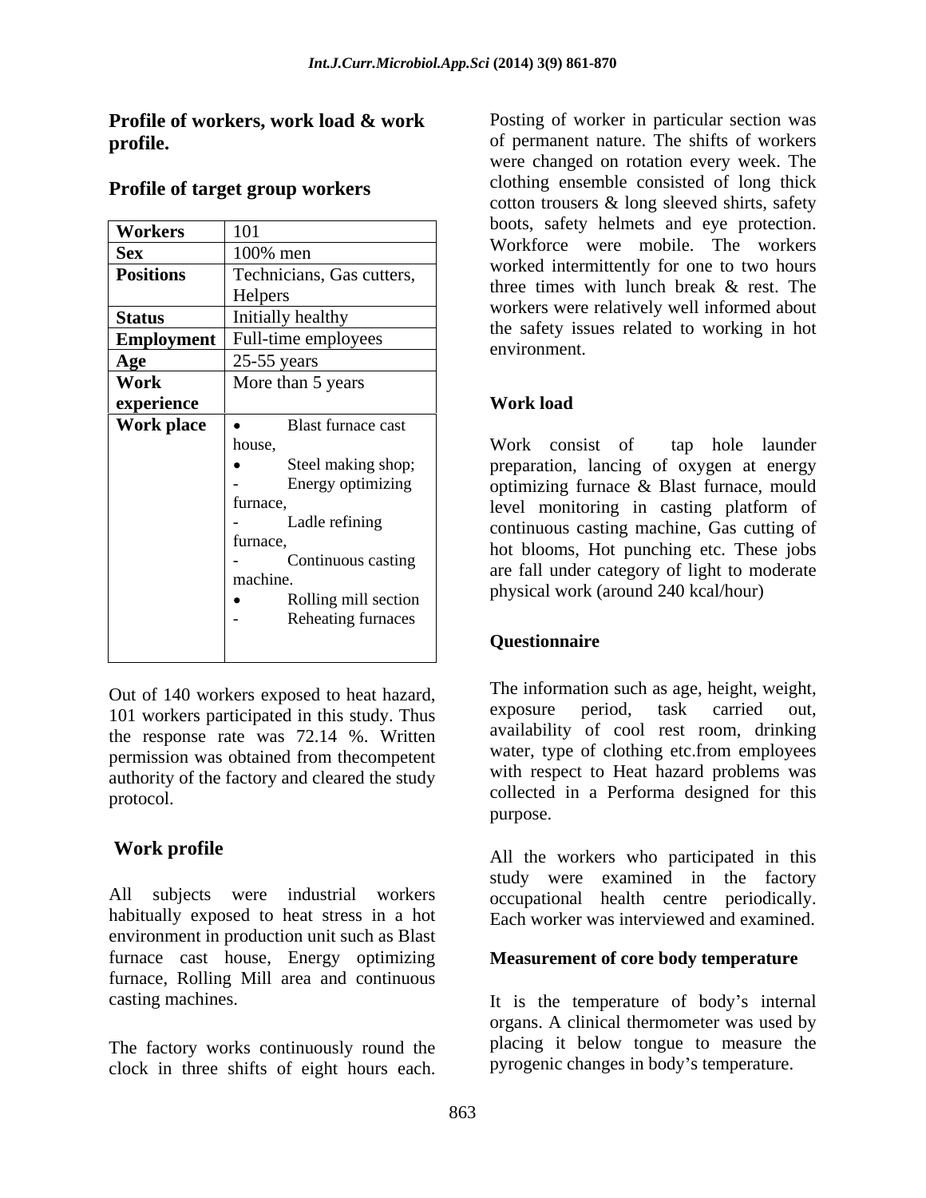**Profile of workers, work load & work profile.**

**Profile of target group workers**

| **Workers** | 101 |
|---|---|
| **Sex** | 100% men |
| **Positions** | Technicians, Gas cutters, Helpers |
| **Status** | Initially healthy |
| **Employment** | Full-time employees |
| **Age** | 25-55 years |
| **Work experience** | More than 5 years |
| **Work place** | • Blast furnace cast house, • Steel making shop; - Energy optimizing furnace, - Ladle refining furnace, - Continuous casting machine. • Rolling mill section - Reheating furnaces |

Out of 140 workers exposed to heat hazard, 101 workers participated in this study. Thus the response rate was 72.14 %. Written permission was obtained from thecompetent authority of the factory and cleared the study protocol.

## Work profile

All subjects were industrial workers habitually exposed to heat stress in a hot environment in production unit such as Blast furnace cast house, Energy optimizing furnace, Rolling Mill area and continuous casting machines.

The factory works continuously round the clock in three shifts of eight hours each. Posting of worker in particular section was of permanent nature. The shifts of workers were changed on rotation every week. The clothing ensemble consisted of long thick cotton trousers & long sleeved shirts, safety boots, safety helmets and eye protection. Workforce were mobile. The workers worked intermittently for one to two hours three times with lunch break & rest. The workers were relatively well informed about the safety issues related to working in hot environment.

**Work load**

Work consist of tap hole launder preparation, lancing of oxygen at energy optimizing furnace & Blast furnace, mould level monitoring in casting platform of continuous casting machine, Gas cutting of hot blooms, Hot punching etc. These jobs are fall under category of light to moderate physical work (around 240 kcal/hour)

**Questionnaire**

The information such as age, height, weight, exposure period, task carried out, availability of cool rest room, drinking water, type of clothing etc.from employees with respect to Heat hazard problems was collected in a Performa designed for this purpose.

All the workers who participated in this study were examined in the factory occupational health centre periodically. Each worker was interviewed and examined.

**Measurement of core body temperature**

It is the temperature of body's internal organs. A clinical thermometer was used by placing it below tongue to measure the pyrogenic changes in body's temperature.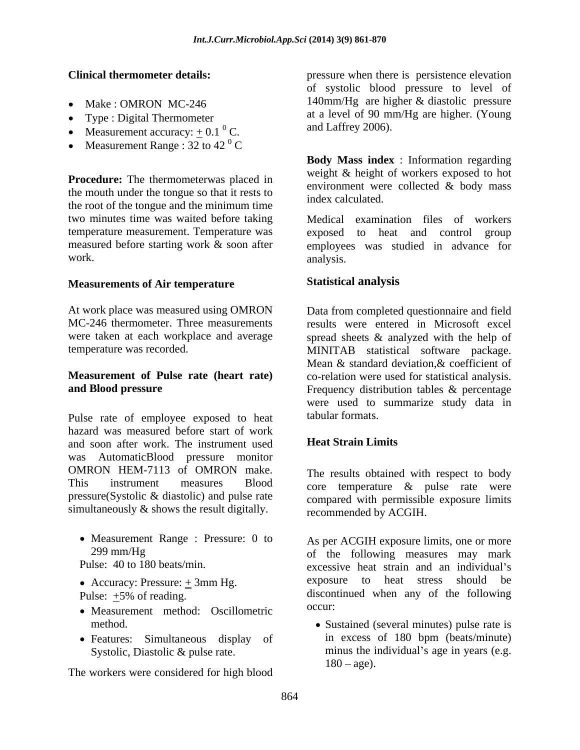**Clinical thermometer details:**

- Make : OMRON MC-246
- Type : Digital Thermometer
- Measurement accuracy: $\pm$ 0.1 $^0$ C.
- Measurement Range : 32 to 42 $^0$ C

**Procedure:** The thermometerwas placed in the mouth under the tongue so that it rests to the root of the tongue and the minimum time two minutes time was waited before taking temperature measurement. Temperature was measured before starting work & soon after work.

**Measurements of Air temperature**

At work place was measured using OMRON MC-246 thermometer. Three measurements were taken at each workplace and average temperature was recorded.

**Measurement of Pulse rate (heart rate) and Blood pressure**

Pulse rate of employee exposed to heat hazard was measured before start of work and soon after work. The instrument used was AutomaticBlood pressure monitor OMRON HEM-7113 of OMRON make. This instrument measures Blood pressure(Systolic & diastolic) and pulse rate simultaneously & shows the result digitally.

- Measurement Range : Pressure: 0 to 299 mm/Hg
  Pulse: 40 to 180 beats/min.
- Accuracy: Pressure: $\pm$ 3mm Hg.
  Pulse: $\pm$5% of reading.
- Measurement method: Oscillometric method.
- Features: Simultaneous display of Systolic, Diastolic & pulse rate.

The workers were considered for high blood pressure when there is persistence elevation of systolic blood pressure to level of 140mm/Hg are higher & diastolic pressure at a level of 90 mm/Hg are higher. (Young and Laffrey 2006).

**Body Mass index** : Information regarding weight & height of workers exposed to hot environment were collected & body mass index calculated.

Medical examination files of workers exposed to heat and control group employees was studied in advance for analysis.

**Statistical analysis**

Data from completed questionnaire and field results were entered in Microsoft excel spread sheets & analyzed with the help of MINITAB statistical software package. Mean & standard deviation,& coefficient of co-relation were used for statistical analysis. Frequency distribution tables & percentage were used to summarize study data in tabular formats.

**Heat Strain Limits**

The results obtained with respect to body core temperature & pulse rate were compared with permissible exposure limits recommended by ACGIH.

As per ACGIH exposure limits, one or more of the following measures may mark excessive heat strain and an individual's exposure to heat stress should be discontinued when any of the following occur:

- Sustained (several minutes) pulse rate is in excess of 180 bpm (beats/minute) minus the individual's age in years (e.g. 180 – age).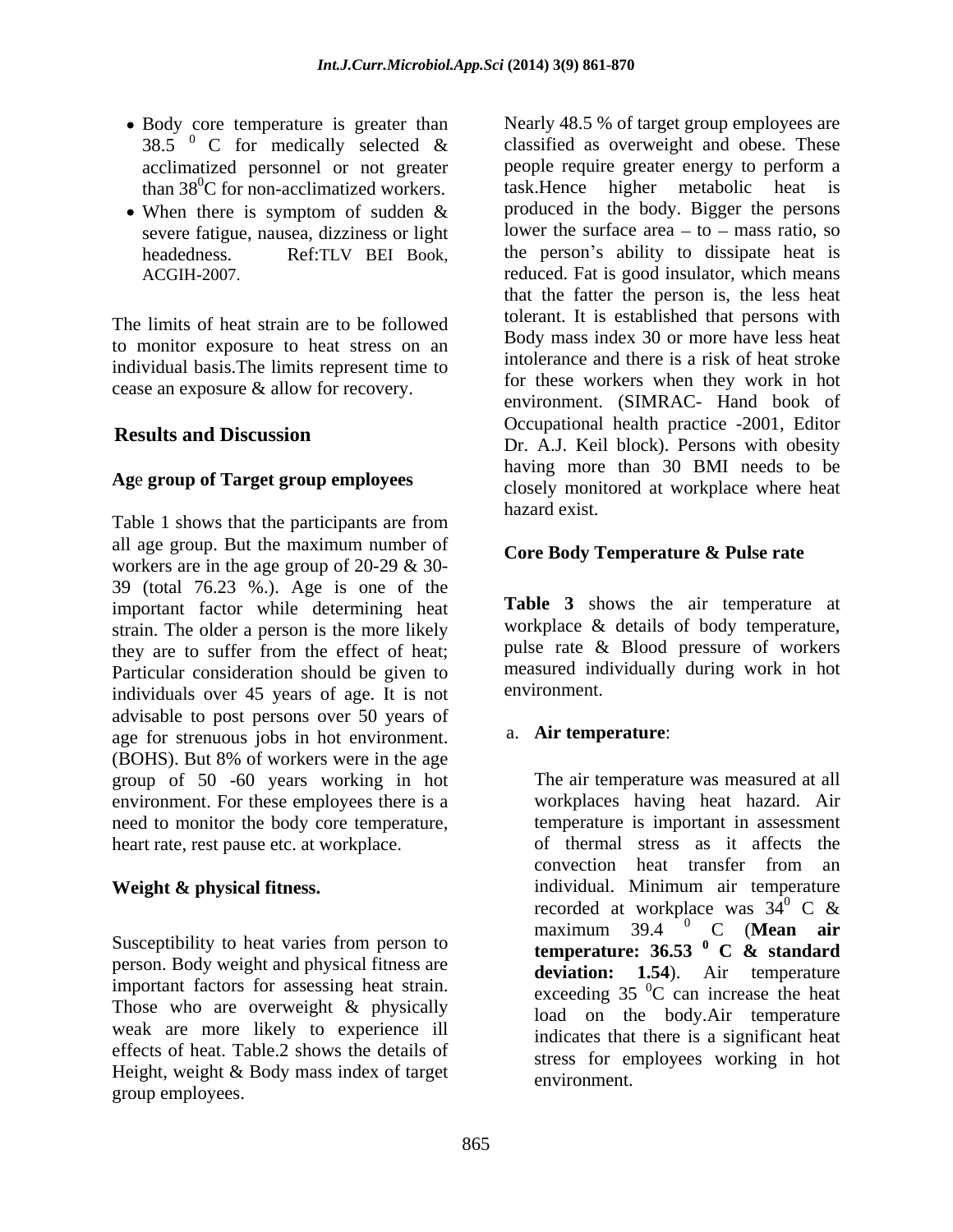- Body core temperature is greater than 38.5 $^{0}$ C for medically selected & acclimatized personnel or not greater than 38$^{0}$C for non-acclimatized workers.
- When there is symptom of sudden & severe fatigue, nausea, dizziness or light headedness. Ref:TLV BEI Book, ACGIH-2007.

The limits of heat strain are to be followed to monitor exposure to heat stress on an individual basis.The limits represent time to cease an exposure & allow for recovery.

## Results and Discussion

### Age group of Target group employees

Table 1 shows that the participants are from all age group. But the maximum number of workers are in the age group of 20-29 & 30-39 (total 76.23 %.). Age is one of the important factor while determining heat strain. The older a person is the more likely they are to suffer from the effect of heat; Particular consideration should be given to individuals over 45 years of age. It is not advisable to post persons over 50 years of age for strenuous jobs in hot environment. (BOHS). But 8% of workers were in the age group of 50 -60 years working in hot environment. For these employees there is a need to monitor the body core temperature, heart rate, rest pause etc. at workplace.

### Weight & physical fitness.

Susceptibility to heat varies from person to person. Body weight and physical fitness are important factors for assessing heat strain. Those who are overweight & physically weak are more likely to experience ill effects of heat. Table.2 shows the details of Height, weight & Body mass index of target group employees.

Nearly 48.5 % of target group employees are classified as overweight and obese. These people require greater energy to perform a task.Hence higher metabolic heat is produced in the body. Bigger the persons lower the surface area – to – mass ratio, so the person's ability to dissipate heat is reduced. Fat is good insulator, which means that the fatter the person is, the less heat tolerant. It is established that persons with Body mass index 30 or more have less heat intolerance and there is a risk of heat stroke for these workers when they work in hot environment. (SIMRAC- Hand book of Occupational health practice -2001, Editor Dr. A.J. Keil block). Persons with obesity having more than 30 BMI needs to be closely monitored at workplace where heat hazard exist.

### Core Body Temperature & Pulse rate

**Table 3** shows the air temperature at workplace & details of body temperature, pulse rate & Blood pressure of workers measured individually during work in hot environment.

a. **Air temperature**:

The air temperature was measured at all workplaces having heat hazard. Air temperature is important in assessment of thermal stress as it affects the convection heat transfer from an individual. Minimum air temperature recorded at workplace was 34$^{0}$ C & maximum 39.4 $^{0}$ C (**Mean air temperature: 36.53 $^{0}$ C & standard deviation: 1.54**). Air temperature exceeding 35 $^{0}$C can increase the heat load on the body.Air temperature indicates that there is a significant heat stress for employees working in hot environment.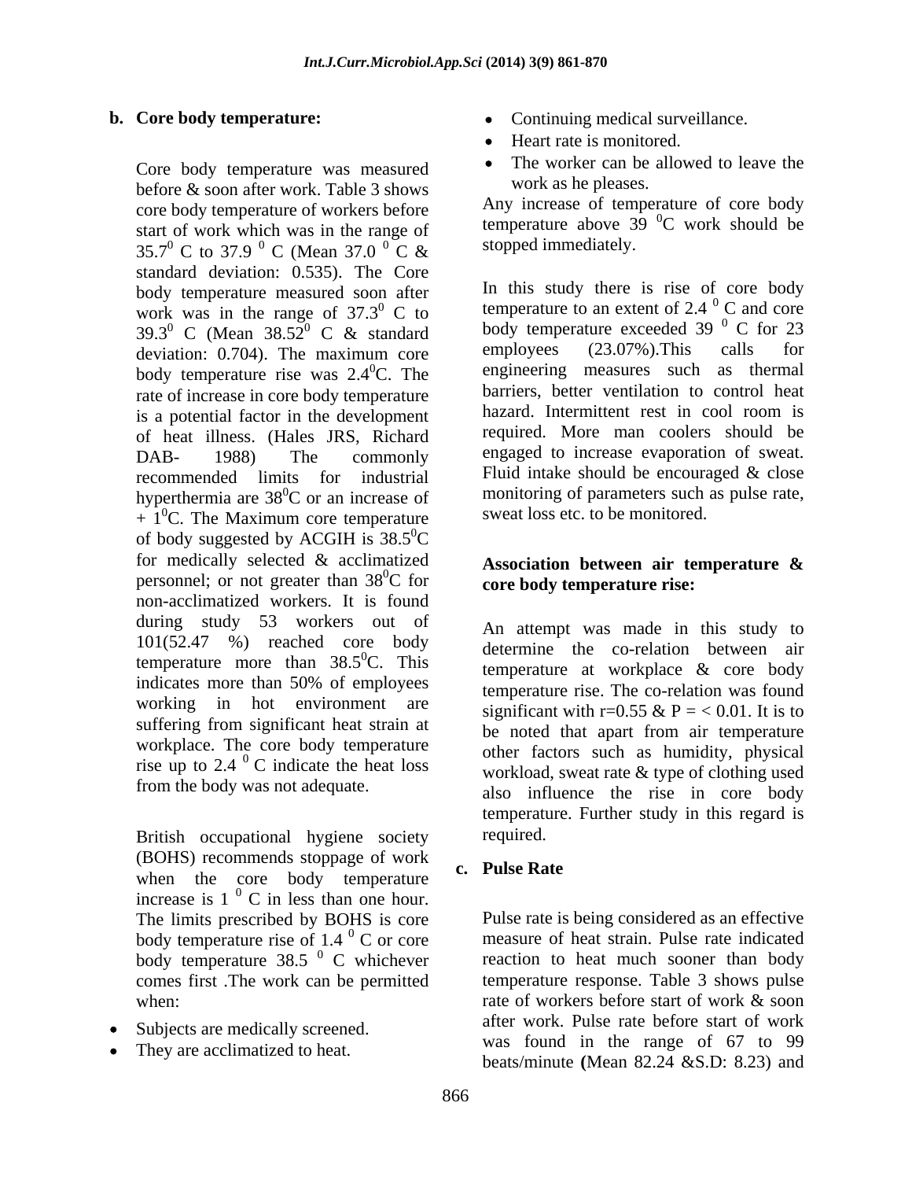**b. Core body temperature:**

Core body temperature was measured before & soon after work. Table 3 shows core body temperature of workers before start of work which was in the range of $35.7^0$ C to $37.9^{\ 0}$ C (Mean $37.0^{\ 0}$ C & standard deviation: 0.535). The Core body temperature measured soon after work was in the range of $37.3^0$ C to $39.3^0$ C (Mean $38.52^0$ C & standard deviation: 0.704). The maximum core body temperature rise was $2.4^0$C. The rate of increase in core body temperature is a potential factor in the development of heat illness. (Hales JRS, Richard DAB- 1988) The commonly recommended limits for industrial hyperthermia are $38^0$C or an increase of + $1^0$C. The Maximum core temperature of body suggested by ACGIH is $38.5^0$C for medically selected & acclimatized personnel; or not greater than $38^0$C for non-acclimatized workers. It is found during study 53 workers out of 101(52.47 %) reached core body temperature more than $38.5^0$C. This indicates more than 50% of employees working in hot environment are suffering from significant heat strain at workplace. The core body temperature rise up to $2.4^{\ 0}$ C indicate the heat loss from the body was not adequate.

British occupational hygiene society (BOHS) recommends stoppage of work when the core body temperature increase is $1^{\ 0}$ C in less than one hour. The limits prescribed by BOHS is core body temperature rise of $1.4^{\ 0}$ C or core body temperature $38.5^{\ 0}$ C whichever comes first .The work can be permitted when:

- Subjects are medically screened.
- They are acclimatized to heat.
- Continuing medical surveillance.
- Heart rate is monitored.
- The worker can be allowed to leave the work as he pleases.

Any increase of temperature of core body temperature above $39^{\ 0}$C work should be stopped immediately.

In this study there is rise of core body temperature to an extent of $2.4^{\ 0}$ C and core body temperature exceeded $39^{\ 0}$ C for 23 employees (23.07%).This calls for engineering measures such as thermal barriers, better ventilation to control heat hazard. Intermittent rest in cool room is required. More man coolers should be engaged to increase evaporation of sweat. Fluid intake should be encouraged & close monitoring of parameters such as pulse rate, sweat loss etc. to be monitored.

**Association between air temperature & core body temperature rise:**

An attempt was made in this study to determine the co-relation between air temperature at workplace & core body temperature rise. The co-relation was found significant with r=0.55 & P = < 0.01. It is to be noted that apart from air temperature other factors such as humidity, physical workload, sweat rate & type of clothing used also influence the rise in core body temperature. Further study in this regard is required.

**c. Pulse Rate**

Pulse rate is being considered as an effective measure of heat strain. Pulse rate indicated reaction to heat much sooner than body temperature response. Table 3 shows pulse rate of workers before start of work & soon after work. Pulse rate before start of work was found in the range of 67 to 99 beats/minute **(**Mean 82.24 &S.D: 8.23) and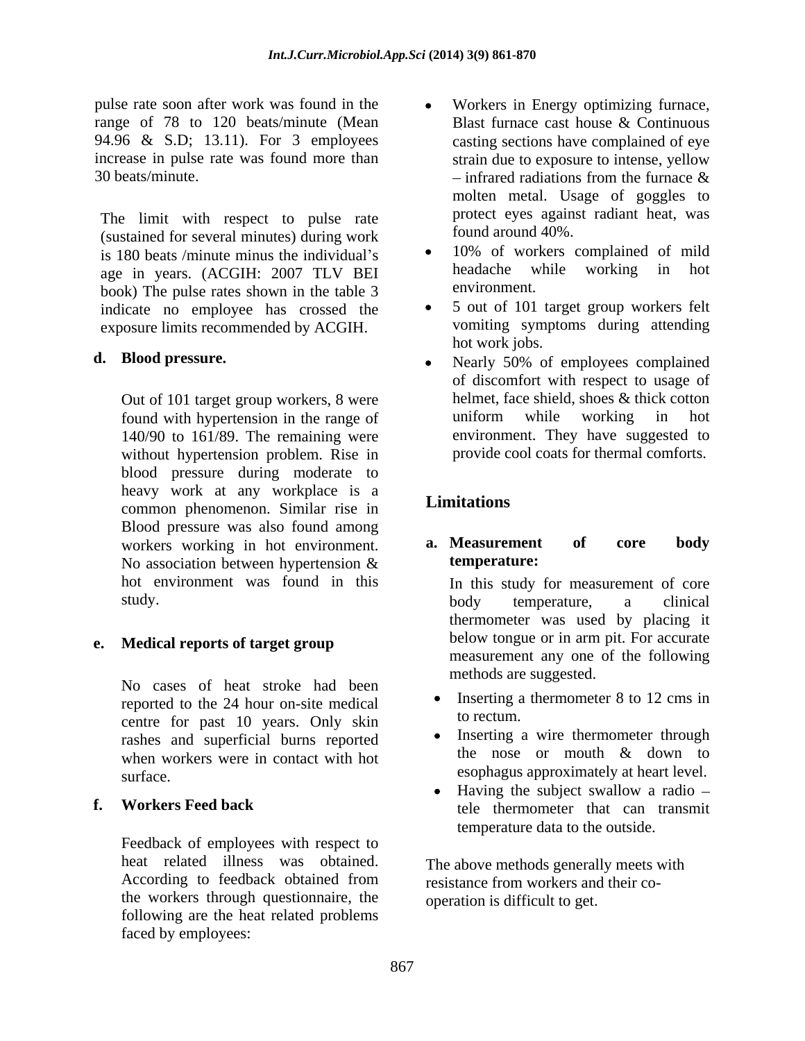pulse rate soon after work was found in the range of 78 to 120 beats/minute (Mean 94.96 & S.D; 13.11). For 3 employees increase in pulse rate was found more than 30 beats/minute.

The limit with respect to pulse rate (sustained for several minutes) during work is 180 beats /minute minus the individual's age in years. (ACGIH: 2007 TLV BEI book) The pulse rates shown in the table 3 indicate no employee has crossed the exposure limits recommended by ACGIH.

**d. Blood pressure.**

Out of 101 target group workers, 8 were found with hypertension in the range of 140/90 to 161/89. The remaining were without hypertension problem. Rise in blood pressure during moderate to heavy work at any workplace is a common phenomenon. Similar rise in Blood pressure was also found among workers working in hot environment. No association between hypertension & hot environment was found in this study.

**e. Medical reports of target group**

No cases of heat stroke had been reported to the 24 hour on-site medical centre for past 10 years. Only skin rashes and superficial burns reported when workers were in contact with hot surface.

**f. Workers Feed back**

Feedback of employees with respect to heat related illness was obtained. According to feedback obtained from the workers through questionnaire, the following are the heat related problems faced by employees:

- Workers in Energy optimizing furnace, Blast furnace cast house & Continuous casting sections have complained of eye strain due to exposure to intense, yellow – infrared radiations from the furnace & molten metal. Usage of goggles to protect eyes against radiant heat, was found around 40%.
- 10% of workers complained of mild headache while working in hot environment.
- 5 out of 101 target group workers felt vomiting symptoms during attending hot work jobs.
- Nearly 50% of employees complained of discomfort with respect to usage of helmet, face shield, shoes & thick cotton uniform while working in hot environment. They have suggested to provide cool coats for thermal comforts.

## Limitations

**a. Measurement of core body temperature:**

In this study for measurement of core body temperature, a clinical thermometer was used by placing it below tongue or in arm pit. For accurate measurement any one of the following methods are suggested.

- Inserting a thermometer 8 to 12 cms in to rectum.
- Inserting a wire thermometer through the nose or mouth & down to esophagus approximately at heart level.
- Having the subject swallow a radio – tele thermometer that can transmit temperature data to the outside.

The above methods generally meets with resistance from workers and their co-operation is difficult to get.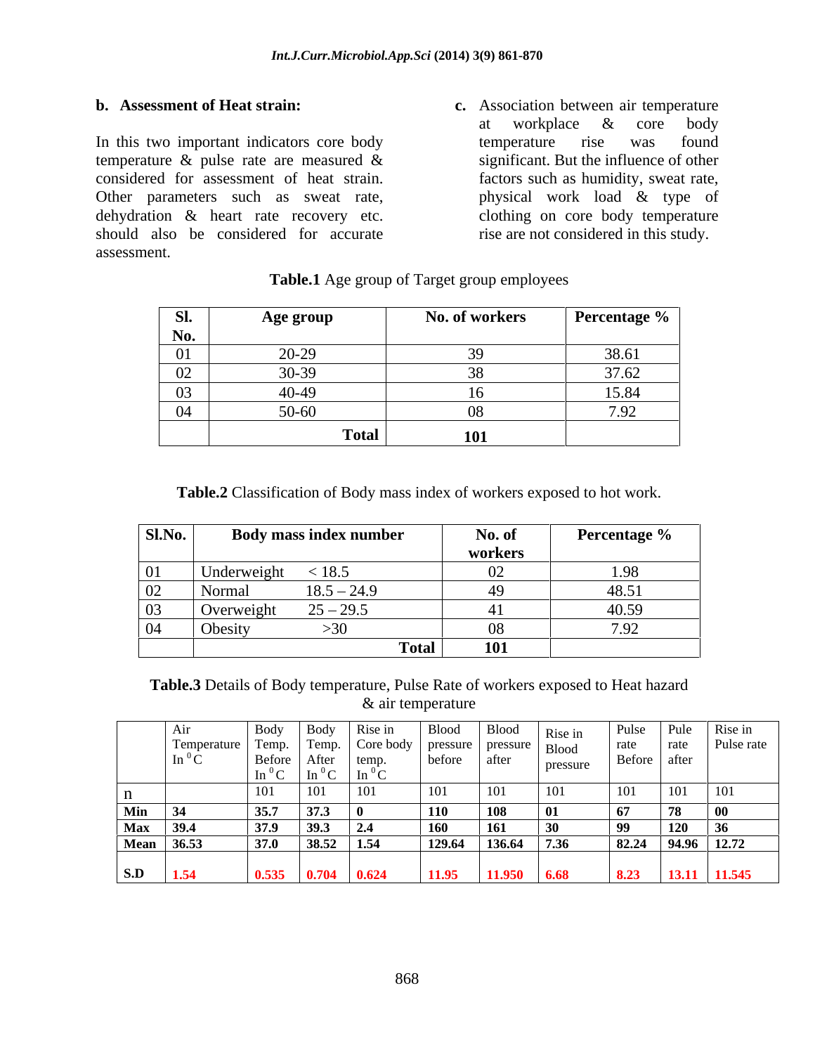**b. Assessment of Heat strain:**

In this two important indicators core body temperature & pulse rate are measured & considered for assessment of heat strain. Other parameters such as sweat rate, dehydration & heart rate recovery etc. should also be considered for accurate assessment.

**c.** Association between air temperature at workplace & core body temperature rise was found significant. But the influence of other factors such as humidity, sweat rate, physical work load & type of clothing on core body temperature rise are not considered in this study.

**Table.1** Age group of Target group employees

| Sl. No. | Age group | No. of workers | Percentage % |
|---|---|---|---|
| 01 | 20-29 | 39 | 38.61 |
| 02 | 30-39 | 38 | 37.62 |
| 03 | 40-49 | 16 | 15.84 |
| 04 | 50-60 | 08 | 7.92 |
| | **Total** | **101** | |

**Table.2** Classification of Body mass index of workers exposed to hot work.

| Sl.No. | Body mass index number | No. of workers | Percentage % |
|---|---|---|---|
| 01 | Underweight < 18.5 | 02 | 1.98 |
| 02 | Normal 18.5 – 24.9 | 49 | 48.51 |
| 03 | Overweight 25 – 29.5 | 41 | 40.59 |
| 04 | Obesity >30 | 08 | 7.92 |
| | **Total** | **101** | |

**Table.3** Details of Body temperature, Pulse Rate of workers exposed to Heat hazard & air temperature

| | Air Temperature In $^0$C | Body Temp. Before In $^0$C | Body Temp. After In $^0$C | Rise in Core body temp. In $^0$C | Blood pressure before | Blood pressure after | Rise in Blood pressure | Pulse rate Before | Pule rate after | Rise in Pulse rate |
|---|---|---|---|---|---|---|---|---|---|---|
| n | | 101 | 101 | 101 | 101 | 101 | 101 | 101 | 101 | 101 |
| **Min** | **34** | **35.7** | **37.3** | **0** | **110** | **108** | **01** | **67** | **78** | **00** |
| **Max** | **39.4** | **37.9** | **39.3** | **2.4** | **160** | **161** | **30** | **99** | **120** | **36** |
| **Mean** | **36.53** | **37.0** | **38.52** | **1.54** | **129.64** | **136.64** | **7.36** | **82.24** | **94.96** | **12.72** |
| **S.D** | **1.54** | **0.535** | **0.704** | **0.624** | **11.95** | **11.950** | **6.68** | **8.23** | **13.11** | **11.545** |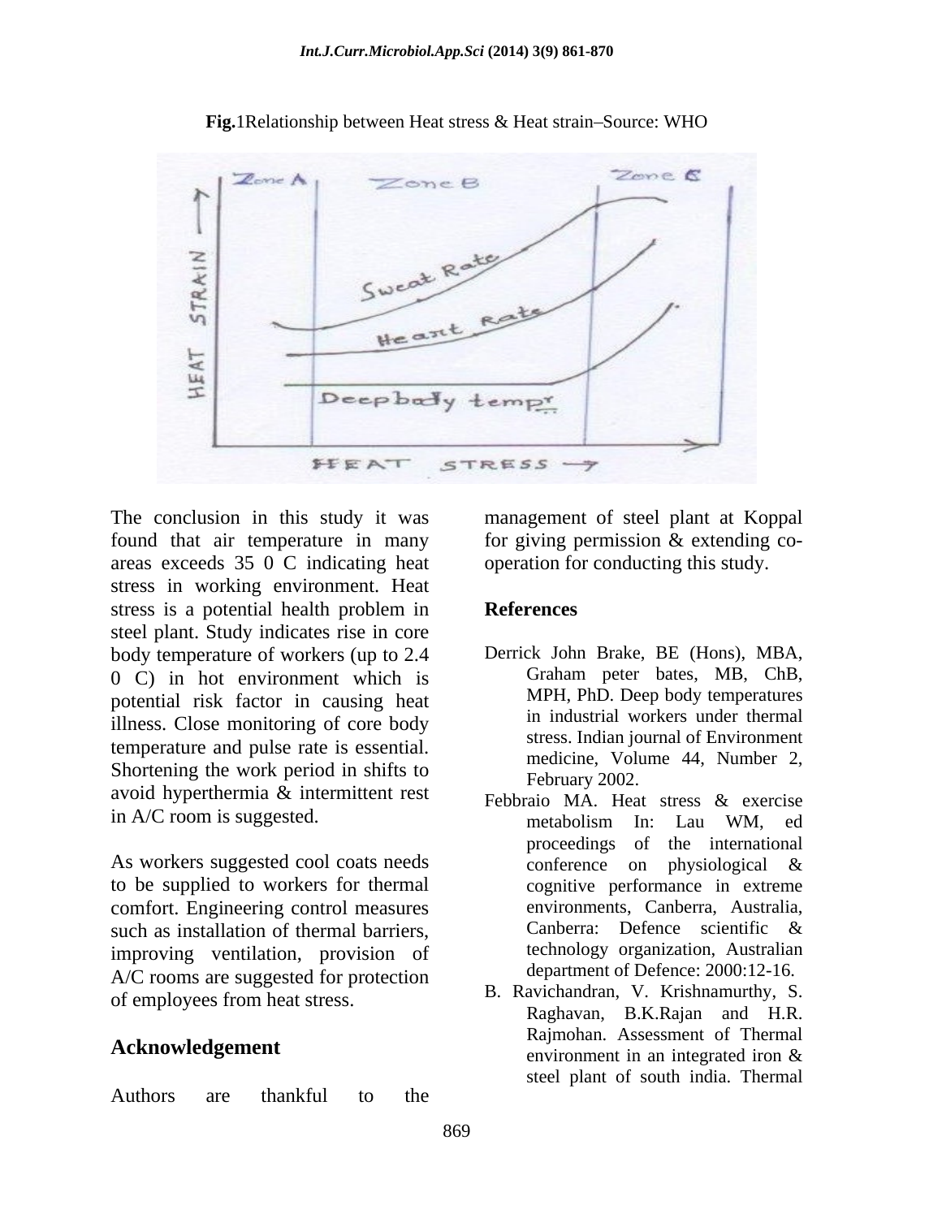**Fig.**1Relationship between Heat stress & Heat strain–Source: WHO

The conclusion in this study it was found that air temperature in many areas exceeds 35 0 C indicating heat stress in working environment. Heat stress is a potential health problem in steel plant. Study indicates rise in core body temperature of workers (up to 2.4 0 C) in hot environment which is potential risk factor in causing heat illness. Close monitoring of core body temperature and pulse rate is essential. Shortening the work period in shifts to avoid hyperthermia & intermittent rest in A/C room is suggested.

As workers suggested cool coats needs to be supplied to workers for thermal comfort. Engineering control measures such as installation of thermal barriers, improving ventilation, provision of A/C rooms are suggested for protection of employees from heat stress.

## Acknowledgement

Authors are thankful to the management of steel plant at Koppal for giving permission & extending co-operation for conducting this study.

## References

Derrick John Brake, BE (Hons), MBA, Graham peter bates, MB, ChB, MPH, PhD. Deep body temperatures in industrial workers under thermal stress. Indian journal of Environment medicine, Volume 44, Number 2, February 2002.

Febbraio MA. Heat stress & exercise metabolism In: Lau WM, ed proceedings of the international conference on physiological & cognitive performance in extreme environments, Canberra, Australia, Canberra: Defence scientific & technology organization, Australian department of Defence: 2000:12-16.

B. Ravichandran, V. Krishnamurthy, S. Raghavan, B.K.Rajan and H.R. Rajmohan. Assessment of Thermal environment in an integrated iron & steel plant of south india. Thermal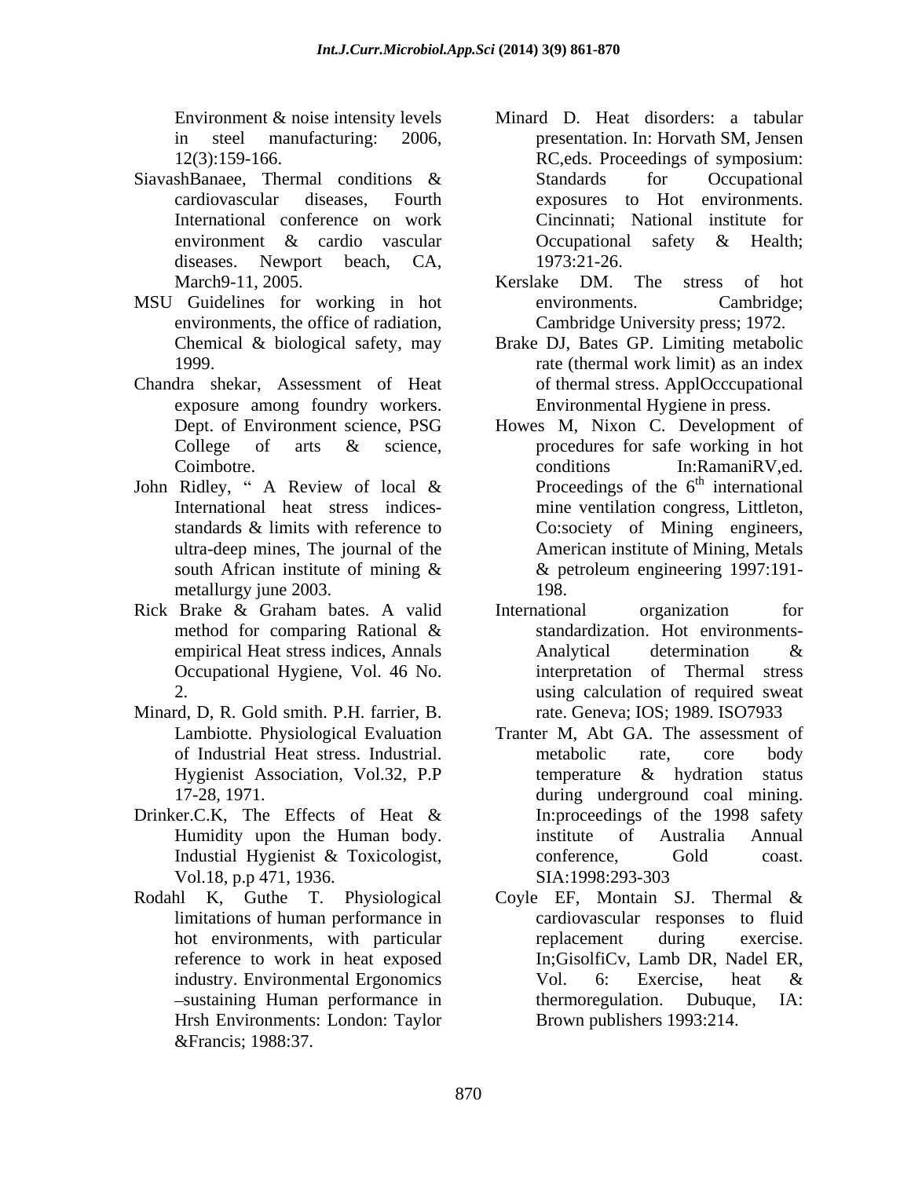Environment & noise intensity levels in steel manufacturing: 2006, 12(3):159-166.

SiavashBanaee, Thermal conditions & cardiovascular diseases, Fourth International conference on work environment & cardio vascular diseases. Newport beach, CA, March9-11, 2005.

MSU Guidelines for working in hot environments, the office of radiation, Chemical & biological safety, may 1999.

Chandra shekar, Assessment of Heat exposure among foundry workers. Dept. of Environment science, PSG College of arts & science, Coimbotre.

John Ridley, " A Review of local & International heat stress indices-standards & limits with reference to ultra-deep mines, The journal of the south African institute of mining & metallurgy june 2003.

Rick Brake & Graham bates. A valid method for comparing Rational & empirical Heat stress indices, Annals Occupational Hygiene, Vol. 46 No. 2.

Minard, D, R. Gold smith. P.H. farrier, B. Lambiotte. Physiological Evaluation of Industrial Heat stress. Industrial. Hygienist Association, Vol.32, P.P 17-28, 1971.

Drinker.C.K, The Effects of Heat & Humidity upon the Human body. Industial Hygienist & Toxicologist, Vol.18, p.p 471, 1936.

Rodahl K, Guthe T. Physiological limitations of human performance in hot environments, with particular reference to work in heat exposed industry. Environmental Ergonomics –sustaining Human performance in Hrsh Environments: London: Taylor &Francis; 1988:37.

Minard D. Heat disorders: a tabular presentation. In: Horvath SM, Jensen RC,eds. Proceedings of symposium: Standards for Occupational exposures to Hot environments. Cincinnati; National institute for Occupational safety & Health; 1973:21-26.

Kerslake DM. The stress of hot environments. Cambridge; Cambridge University press; 1972.

Brake DJ, Bates GP. Limiting metabolic rate (thermal work limit) as an index of thermal stress. ApplOcccupational Environmental Hygiene in press.

Howes M, Nixon C. Development of procedures for safe working in hot conditions In:RamaniRV,ed. Proceedings of the 6th international mine ventilation congress, Littleton, Co:society of Mining engineers, American institute of Mining, Metals & petroleum engineering 1997:191-198.

International organization for standardization. Hot environments-Analytical determination & interpretation of Thermal stress using calculation of required sweat rate. Geneva; IOS; 1989. ISO7933

Tranter M, Abt GA. The assessment of metabolic rate, core body temperature & hydration status during underground coal mining. In:proceedings of the 1998 safety institute of Australia Annual conference, Gold coast. SIA:1998:293-303

Coyle EF, Montain SJ. Thermal & cardiovascular responses to fluid replacement during exercise. In;GisolfiCv, Lamb DR, Nadel ER, Vol. 6: Exercise, heat & thermoregulation. Dubuque, IA: Brown publishers 1993:214.